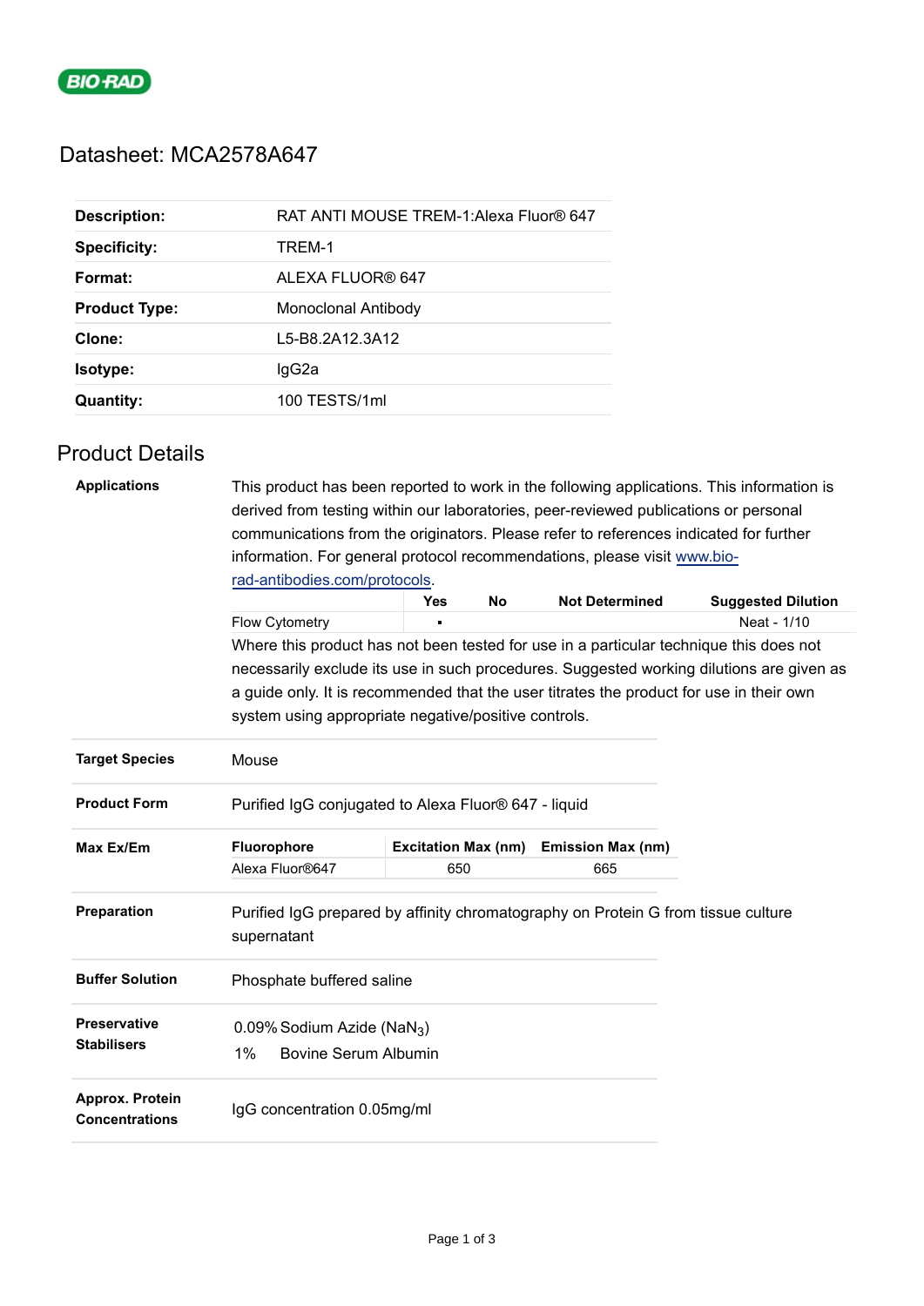BIO-RAD

# Datasheet: MCA2578A647

| | |
|---|---|
| **Description:** | RAT ANTI MOUSE TREM-1:Alexa Fluor® 647 |
| **Specificity:** | TREM-1 |
| **Format:** | ALEXA FLUOR® 647 |
| **Product Type:** | Monoclonal Antibody |
| **Clone:** | L5-B8.2A12.3A12 |
| **Isotype:** | IgG2a |
| **Quantity:** | 100 TESTS/1ml |

## Product Details

**Applications**

This product has been reported to work in the following applications. This information is derived from testing within our laboratories, peer-reviewed publications or personal communications from the originators. Please refer to references indicated for further information. For general protocol recommendations, please visit [www.bio-rad-antibodies.com/protocols](www.bio-rad-antibodies.com/protocols).

| | Yes | No | Not Determined | Suggested Dilution |
|---|---|---|---|---|
| Flow Cytometry | ▪ | | | Neat - 1/10 |

Where this product has not been tested for use in a particular technique this does not necessarily exclude its use in such procedures. Suggested working dilutions are given as a guide only. It is recommended that the user titrates the product for use in their own system using appropriate negative/positive controls.

**Target Species**

Mouse

**Product Form**

Purified IgG conjugated to Alexa Fluor® 647 - liquid

**Max Ex/Em**

| Fluorophore | Excitation Max (nm) | Emission Max (nm) |
|---|---|---|
| Alexa Fluor®647 | 650 | 665 |

**Preparation**

Purified IgG prepared by affinity chromatography on Protein G from tissue culture supernatant

**Buffer Solution**

Phosphate buffered saline

**Preservative Stabilisers**

0.09% Sodium Azide ($NaN_3$)
1% Bovine Serum Albumin

**Approx. Protein Concentrations**

IgG concentration 0.05mg/ml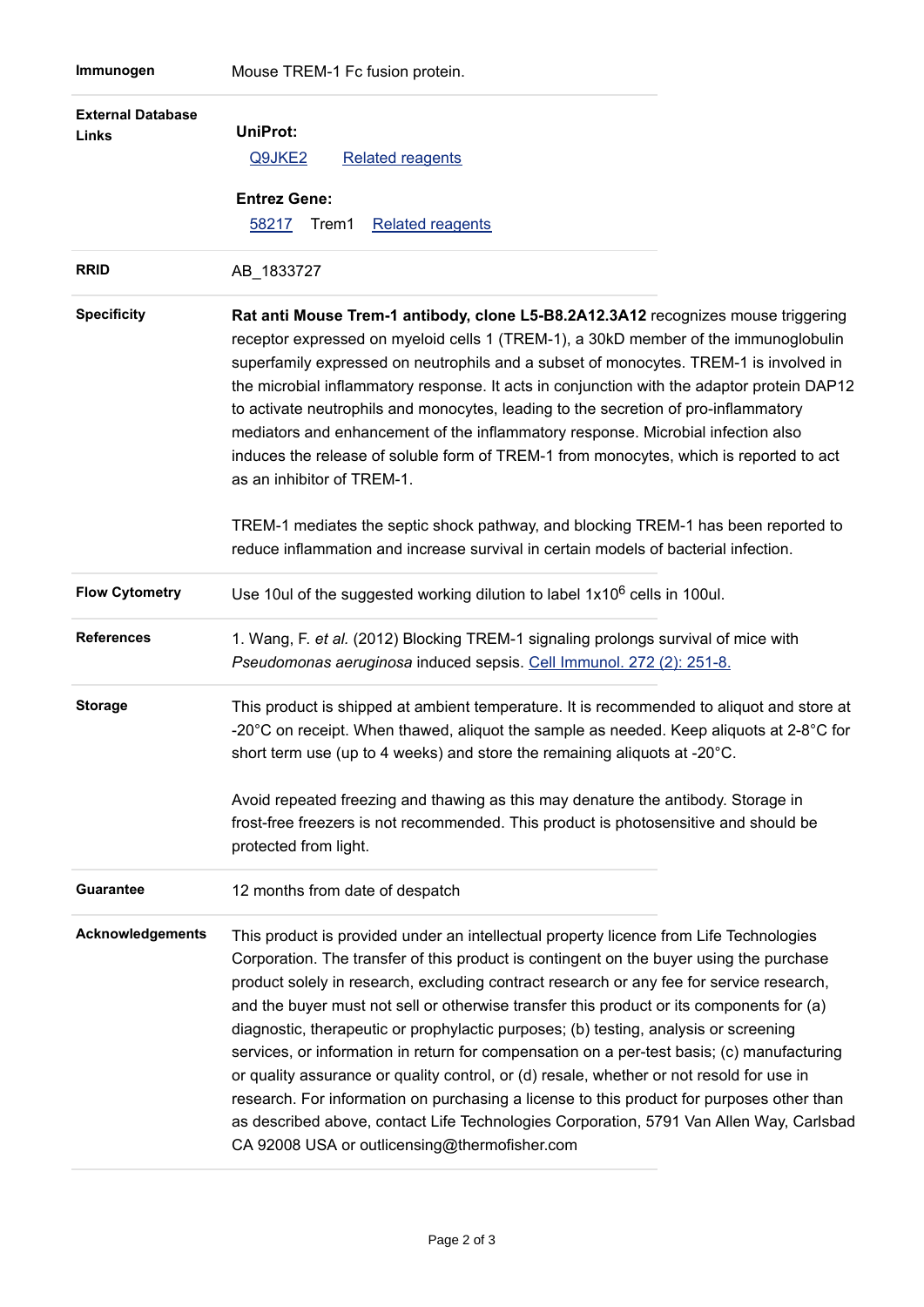| | |
|---|---|
| **Immunogen** | Mouse TREM-1 Fc fusion protein. |
| **External Database Links** | **UniProt:** Q9JKE2 Related reagents **Entrez Gene:** 58217 Trem1 Related reagents |
| **RRID** | AB_1833727 |
| **Specificity** | **Rat anti Mouse Trem-1 antibody, clone L5-B8.2A12.3A12** recognizes mouse triggering receptor expressed on myeloid cells 1 (TREM-1), a 30kD member of the immunoglobulin superfamily expressed on neutrophils and a subset of monocytes. TREM-1 is involved in the microbial inflammatory response. It acts in conjunction with the adaptor protein DAP12 to activate neutrophils and monocytes, leading to the secretion of pro-inflammatory mediators and enhancement of the inflammatory response. Microbial infection also induces the release of soluble form of TREM-1 from monocytes, which is reported to act as an inhibitor of TREM-1. TREM-1 mediates the septic shock pathway, and blocking TREM-1 has been reported to reduce inflammation and increase survival in certain models of bacterial infection. |
| **Flow Cytometry** | Use 10ul of the suggested working dilution to label $1 \times 10^6$ cells in 100ul. |
| **References** | 1. Wang, F. *et al.* (2012) Blocking TREM-1 signaling prolongs survival of mice with *Pseudomonas aeruginosa* induced sepsis. Cell Immunol. 272 (2): 251-8. |
| **Storage** | This product is shipped at ambient temperature. It is recommended to aliquot and store at -20°C on receipt. When thawed, aliquot the sample as needed. Keep aliquots at 2-8°C for short term use (up to 4 weeks) and store the remaining aliquots at -20°C. Avoid repeated freezing and thawing as this may denature the antibody. Storage in frost-free freezers is not recommended. This product is photosensitive and should be protected from light. |
| **Guarantee** | 12 months from date of despatch |
| **Acknowledgements** | This product is provided under an intellectual property licence from Life Technologies Corporation. The transfer of this product is contingent on the buyer using the purchase product solely in research, excluding contract research or any fee for service research, and the buyer must not sell or otherwise transfer this product or its components for (a) diagnostic, therapeutic or prophylactic purposes; (b) testing, analysis or screening services, or information in return for compensation on a per-test basis; (c) manufacturing or quality assurance or quality control, or (d) resale, whether or not resold for use in research. For information on purchasing a license to this product for purposes other than as described above, contact Life Technologies Corporation, 5791 Van Allen Way, Carlsbad CA 92008 USA or outlicensing@thermofisher.com |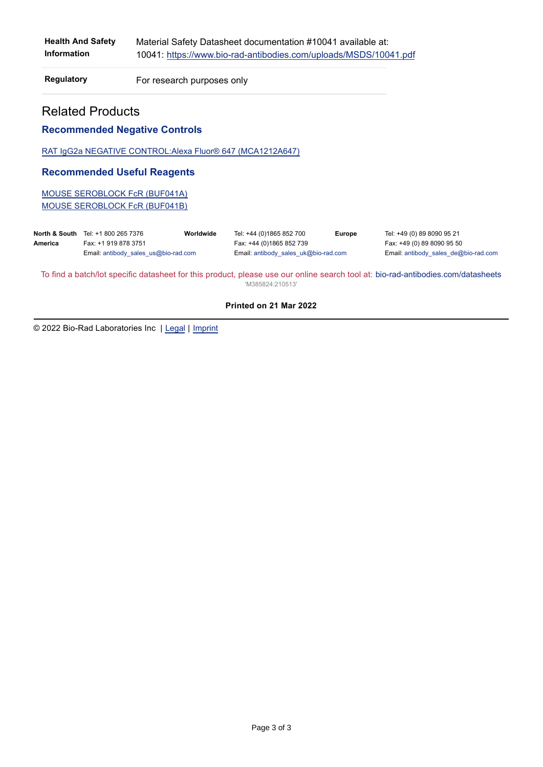| | |
|---|---|
| **Health And Safety Information** | Material Safety Datasheet documentation #10041 available at: 10041: https://www.bio-rad-antibodies.com/uploads/MSDS/10041.pdf |
| **Regulatory** | For research purposes only |

## Related Products

### Recommended Negative Controls

RAT IgG2a NEGATIVE CONTROL:Alexa Fluor® 647 (MCA1212A647)

### Recommended Useful Reagents

MOUSE SEROBLOCK FcR (BUF041A)
MOUSE SEROBLOCK FcR (BUF041B)

| | | | | | |
|---|---|---|---|---|---|
| **North & South America** | Tel: +1 800 265 7376<br>Fax: +1 919 878 3751<br>Email: antibody_sales_us@bio-rad.com | **Worldwide** | Tel: +44 (0)1865 852 700<br>Fax: +44 (0)1865 852 739<br>Email: antibody_sales_uk@bio-rad.com | **Europe** | Tel: +49 (0) 89 8090 95 21<br>Fax: +49 (0) 89 8090 95 50<br>Email: antibody_sales_de@bio-rad.com |

To find a batch/lot specific datasheet for this product, please use our online search tool at: bio-rad-antibodies.com/datasheets

'M385824:210513'

**Printed on 21 Mar 2022**

© 2022 Bio-Rad Laboratories Inc | Legal | Imprint